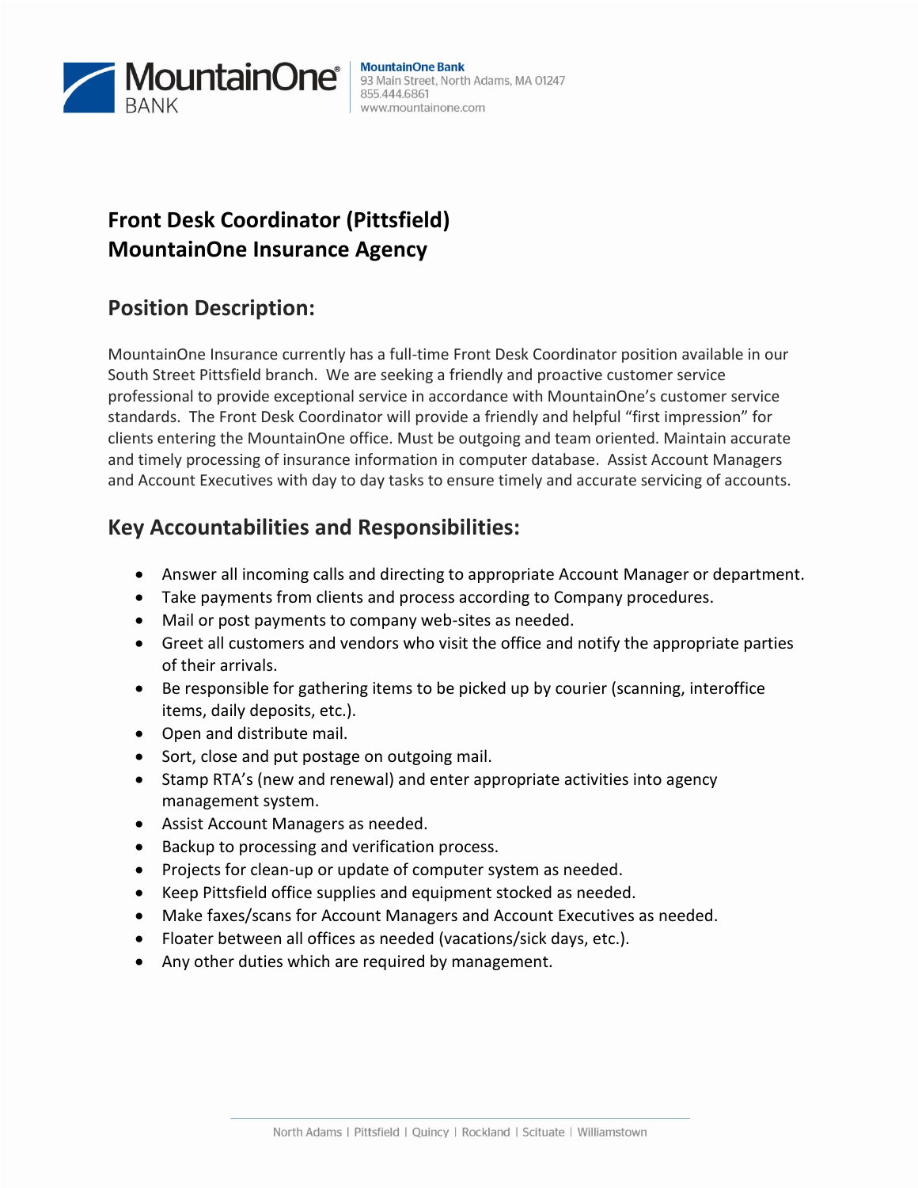MountainOne Bank
93 Main Street, North Adams, MA 01247
855.444.6861
www.mountainone.com

# Front Desk Coordinator (Pittsfield)
# MountainOne Insurance Agency

## Position Description:

MountainOne Insurance currently has a full-time Front Desk Coordinator position available in our South Street Pittsfield branch. We are seeking a friendly and proactive customer service professional to provide exceptional service in accordance with MountainOne's customer service standards. The Front Desk Coordinator will provide a friendly and helpful "first impression" for clients entering the MountainOne office. Must be outgoing and team oriented. Maintain accurate and timely processing of insurance information in computer database. Assist Account Managers and Account Executives with day to day tasks to ensure timely and accurate servicing of accounts.

## Key Accountabilities and Responsibilities:

- Answer all incoming calls and directing to appropriate Account Manager or department.
- Take payments from clients and process according to Company procedures.
- Mail or post payments to company web-sites as needed.
- Greet all customers and vendors who visit the office and notify the appropriate parties of their arrivals.
- Be responsible for gathering items to be picked up by courier (scanning, interoffice items, daily deposits, etc.).
- Open and distribute mail.
- Sort, close and put postage on outgoing mail.
- Stamp RTA's (new and renewal) and enter appropriate activities into agency management system.
- Assist Account Managers as needed.
- Backup to processing and verification process.
- Projects for clean-up or update of computer system as needed.
- Keep Pittsfield office supplies and equipment stocked as needed.
- Make faxes/scans for Account Managers and Account Executives as needed.
- Floater between all offices as needed (vacations/sick days, etc.).
- Any other duties which are required by management.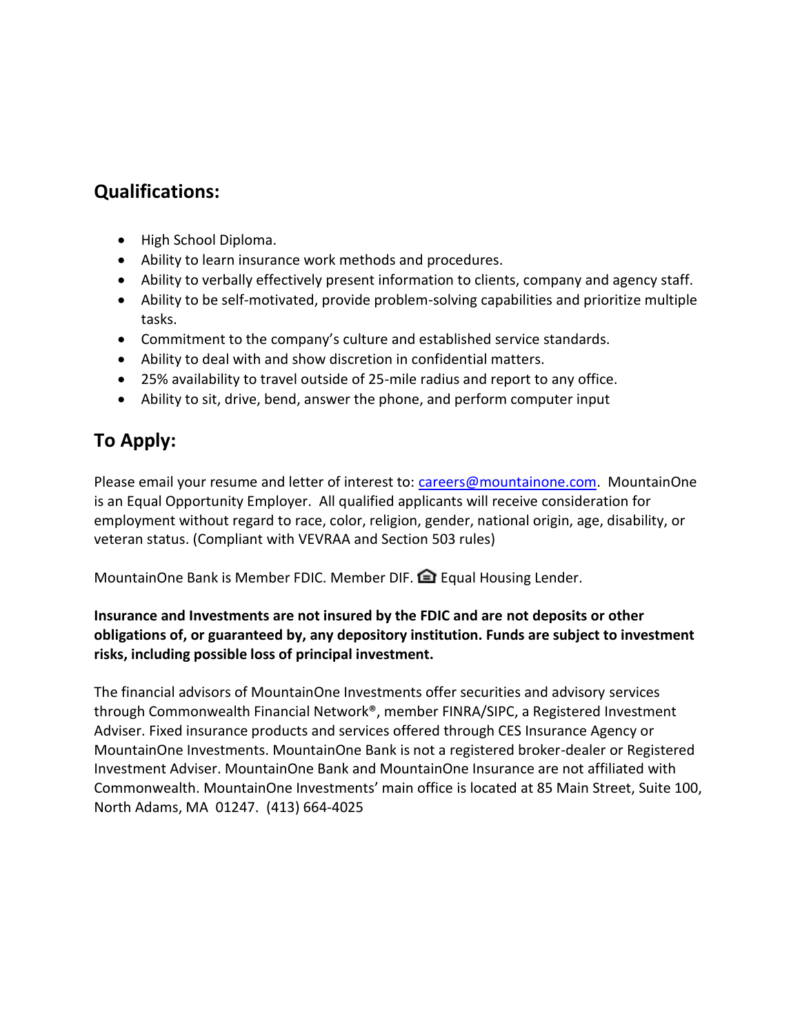## Qualifications:

- High School Diploma.
- Ability to learn insurance work methods and procedures.
- Ability to verbally effectively present information to clients, company and agency staff.
- Ability to be self-motivated, provide problem-solving capabilities and prioritize multiple tasks.
- Commitment to the company's culture and established service standards.
- Ability to deal with and show discretion in confidential matters.
- 25% availability to travel outside of 25-mile radius and report to any office.
- Ability to sit, drive, bend, answer the phone, and perform computer input

## To Apply:

Please email your resume and letter of interest to: careers@mountainone.com. MountainOne is an Equal Opportunity Employer. All qualified applicants will receive consideration for employment without regard to race, color, religion, gender, national origin, age, disability, or veteran status. (Compliant with VEVRAA and Section 503 rules)

MountainOne Bank is Member FDIC. Member DIF. Equal Housing Lender.

**Insurance and Investments are not insured by the FDIC and are not deposits or other obligations of, or guaranteed by, any depository institution. Funds are subject to investment risks, including possible loss of principal investment.**

The financial advisors of MountainOne Investments offer securities and advisory services through Commonwealth Financial Network®, member FINRA/SIPC, a Registered Investment Adviser. Fixed insurance products and services offered through CES Insurance Agency or MountainOne Investments. MountainOne Bank is not a registered broker-dealer or Registered Investment Adviser. MountainOne Bank and MountainOne Insurance are not affiliated with Commonwealth. MountainOne Investments' main office is located at 85 Main Street, Suite 100, North Adams, MA 01247. (413) 664-4025